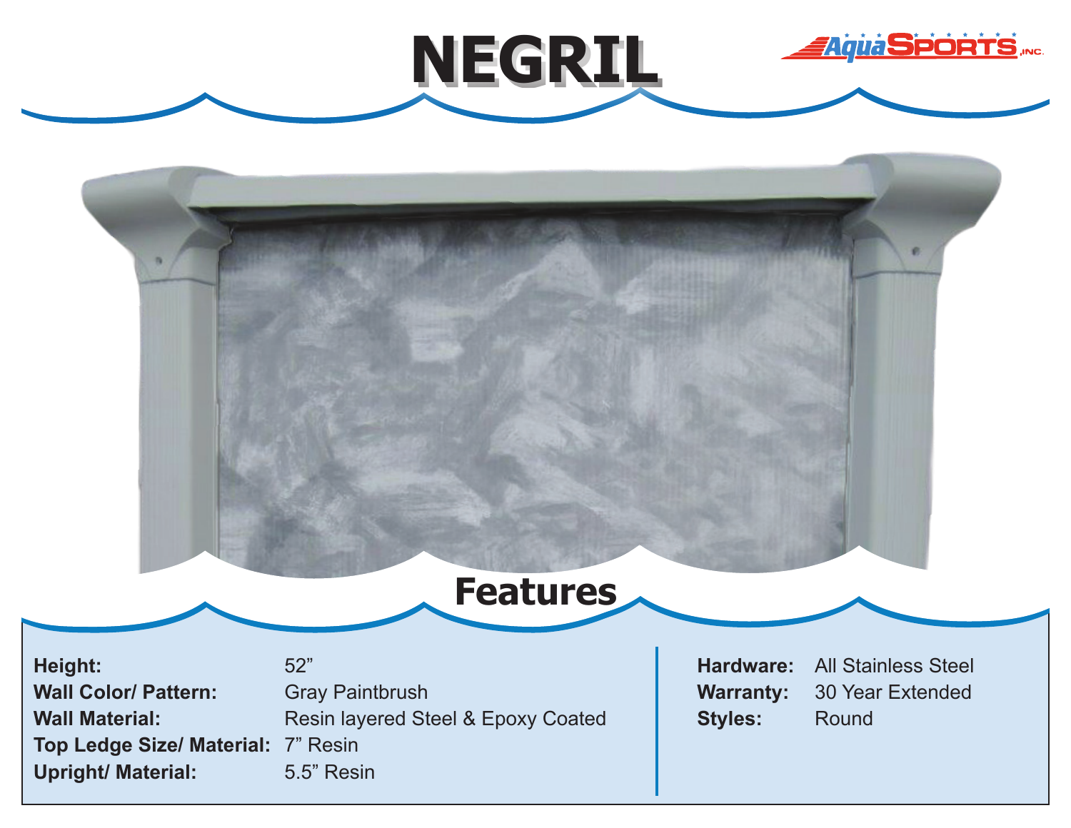# NEGRIL

AquaSPORTS, INC.

## Features

**Height:** 52”
**Wall Color/ Pattern:** Gray Paintbrush
**Wall Material:** Resin layered Steel & Epoxy Coated
**Top Ledge Size/ Material:** 7” Resin
**Upright/ Material:** 5.5” Resin

**Hardware:** All Stainless Steel
**Warranty:** 30 Year Extended
**Styles:** Round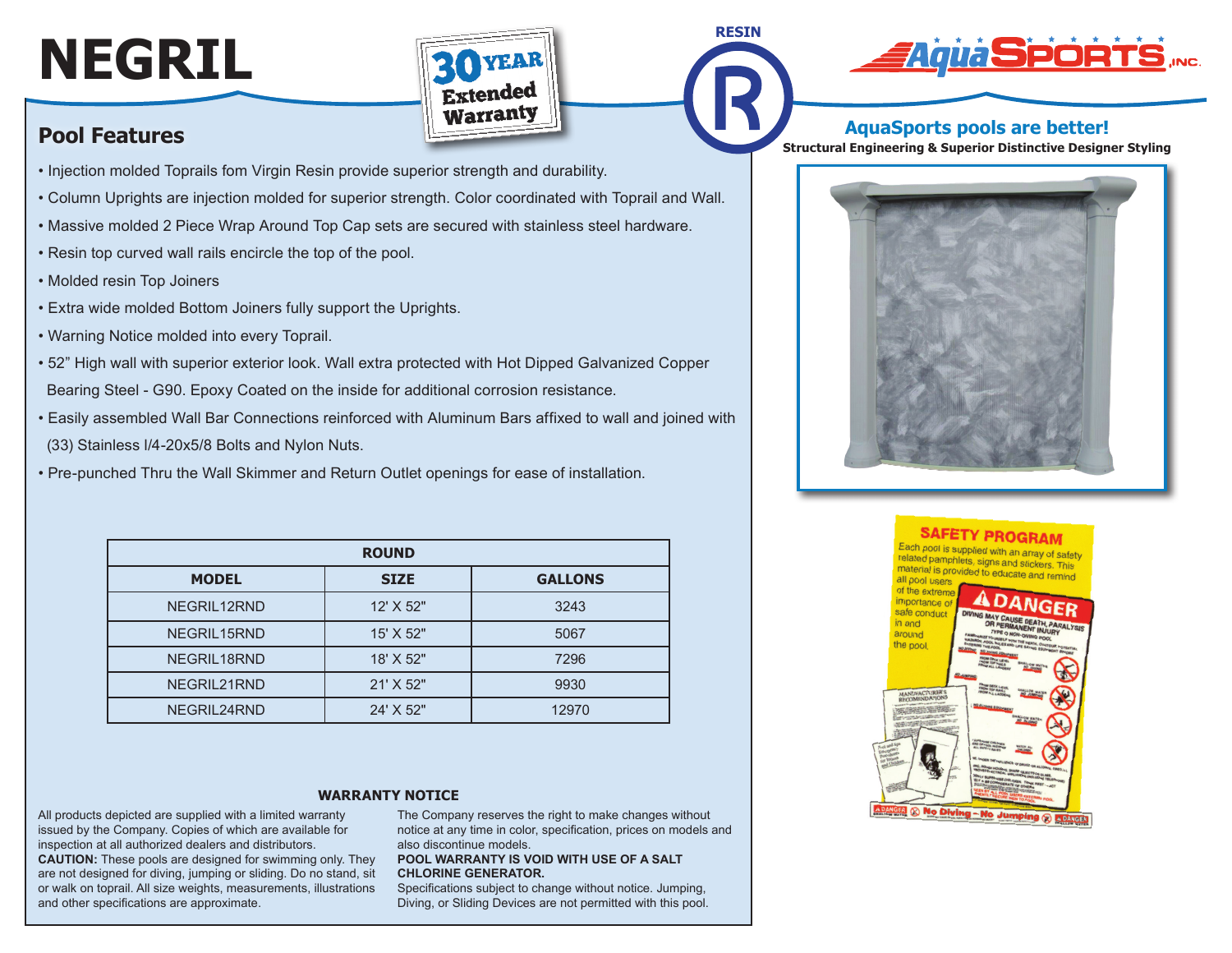# NEGRIL

30 YEAR Extended Warranty

RESIN

AquaSports, INC.

## Pool Features

- Injection molded Toprails fom Virgin Resin provide superior strength and durability.
- Column Uprights are injection molded for superior strength. Color coordinated with Toprail and Wall.
- Massive molded 2 Piece Wrap Around Top Cap sets are secured with stainless steel hardware.
- Resin top curved wall rails encircle the top of the pool.
- Molded resin Top Joiners
- Extra wide molded Bottom Joiners fully support the Uprights.
- Warning Notice molded into every Toprail.
- 52” High wall with superior exterior look. Wall extra protected with Hot Dipped Galvanized Copper Bearing Steel - G90. Epoxy Coated on the inside for additional corrosion resistance.
- Easily assembled Wall Bar Connections reinforced with Aluminum Bars affixed to wall and joined with (33) Stainless l/4-20x5/8 Bolts and Nylon Nuts.
- Pre-punched Thru the Wall Skimmer and Return Outlet openings for ease of installation.

**AquaSports pools are better!**

**Structural Engineering & Superior Distinctive Designer Styling**

| ROUND | | |
|---|---|---|
| **MODEL** | **SIZE** | **GALLONS** |
| NEGRIL12RND | 12' X 52" | 3243 |
| NEGRIL15RND | 15' X 52" | 5067 |
| NEGRIL18RND | 18' X 52" | 7296 |
| NEGRIL21RND | 21' X 52" | 9930 |
| NEGRIL24RND | 24' X 52" | 12970 |

**SAFETY PROGRAM**

Each pool is supplied with an array of safety related pamphlets, signs and stickers. This material is provided to educate and remind all pool users of the extreme importance of safe conduct in and around the pool.

### WARRANTY NOTICE

All products depicted are supplied with a limited warranty issued by the Company. Copies of which are available for inspection at all authorized dealers and distributors.

**CAUTION:** These pools are designed for swimming only. They are not designed for diving, jumping or sliding. Do no stand, sit or walk on toprail. All size weights, measurements, illustrations and other specifications are approximate.

The Company reserves the right to make changes without notice at any time in color, specification, prices on models and also discontinue models.

**POOL WARRANTY IS VOID WITH USE OF A SALT CHLORINE GENERATOR.**

Specifications subject to change without notice. Jumping, Diving, or Sliding Devices are not permitted with this pool.